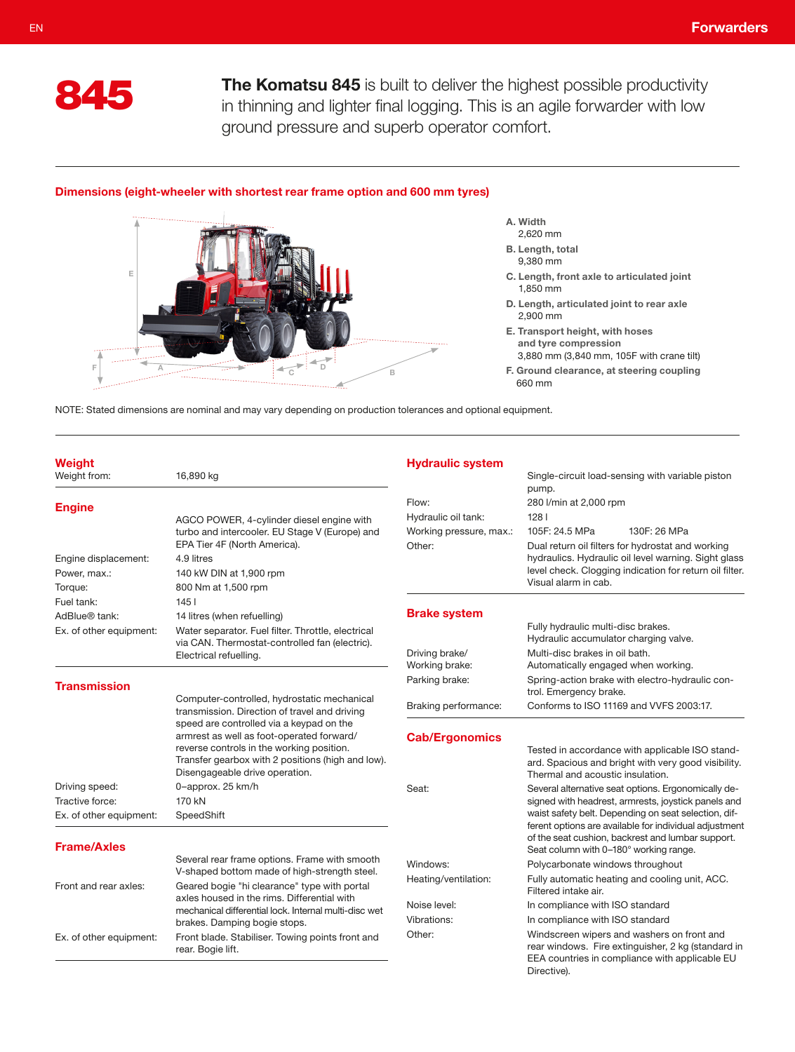# 845

**The Komatsu 845** is built to deliver the highest possible productivity in thinning and lighter final logging. This is an agile forwarder with low ground pressure and superb operator comfort.

## Dimensions (eight-wheeler with shortest rear frame option and 600 mm tyres)

**A. Width**
2,620 mm

**B. Length, total**
9,380 mm

**C. Length, front axle to articulated joint**
1,850 mm

**D. Length, articulated joint to rear axle**
2,900 mm

**E. Transport height, with hoses and tyre compression**
3,880 mm (3,840 mm, 105F with crane tilt)

**F. Ground clearance, at steering coupling**
660 mm

NOTE: Stated dimensions are nominal and may vary depending on production tolerances and optional equipment.

## Weight

| | |
|---|---|
| Weight from: | 16,890 kg |

## Engine

| | |
|---|---|
| | AGCO POWER, 4-cylinder diesel engine with turbo and intercooler. EU Stage V (Europe) and EPA Tier 4F (North America). |
| Engine displacement: | 4.9 litres |
| Power, max.: | 140 kW DIN at 1,900 rpm |
| Torque: | 800 Nm at 1,500 rpm |
| Fuel tank: | 145 l |
| AdBlue® tank: | 14 litres (when refuelling) |
| Ex. of other equipment: | Water separator. Fuel filter. Throttle, electrical via CAN. Thermostat-controlled fan (electric). Electrical refuelling. |

## Transmission

| | |
|---|---|
| | Computer-controlled, hydrostatic mechanical transmission. Direction of travel and driving speed are controlled via a keypad on the armrest as well as foot-operated forward/reverse controls in the working position. Transfer gearbox with 2 positions (high and low). Disengageable drive operation. |
| Driving speed: | 0–approx. 25 km/h |
| Tractive force: | 170 kN |
| Ex. of other equipment: | SpeedShift |

## Frame/Axles

| | |
|---|---|
| | Several rear frame options. Frame with smooth V-shaped bottom made of high-strength steel. |
| Front and rear axles: | Geared bogie "hi clearance" type with portal axles housed in the rims. Differential with mechanical differential lock. Internal multi-disc wet brakes. Damping bogie stops. |
| Ex. of other equipment: | Front blade. Stabiliser. Towing points front and rear. Bogie lift. |

## Hydraulic system

| | |
|---|---|
| | Single-circuit load-sensing with variable piston pump. |
| Flow: | 280 l/min at 2,000 rpm |
| Hydraulic oil tank: | 128 l |
| Working pressure, max.: | 105F: 24.5 MPa 130F: 26 MPa |
| Other: | Dual return oil filters for hydrostat and working hydraulics. Hydraulic oil level warning. Sight glass level check. Clogging indication for return oil filter. Visual alarm in cab. |

## Brake system

| | |
|---|---|
| | Fully hydraulic multi-disc brakes. Hydraulic accumulator charging valve. |
| Driving brake/ Working brake: | Multi-disc brakes in oil bath. Automatically engaged when working. |
| Parking brake: | Spring-action brake with electro-hydraulic control. Emergency brake. |
| Braking performance: | Conforms to ISO 11169 and VVFS 2003:17. |

## Cab/Ergonomics

| | |
|---|---|
| | Tested in accordance with applicable ISO standard. Spacious and bright with very good visibility. Thermal and acoustic insulation. |
| Seat: | Several alternative seat options. Ergonomically designed with headrest, armrests, joystick panels and waist safety belt. Depending on seat selection, different options are available for individual adjustment of the seat cushion, backrest and lumbar support. Seat column with 0–180° working range. |
| Windows: | Polycarbonate windows throughout |
| Heating/ventilation: | Fully automatic heating and cooling unit, ACC. Filtered intake air. |
| Noise level: | In compliance with ISO standard |
| Vibrations: | In compliance with ISO standard |
| Other: | Windscreen wipers and washers on front and rear windows. Fire extinguisher, 2 kg (standard in EEA countries in compliance with applicable EU Directive). |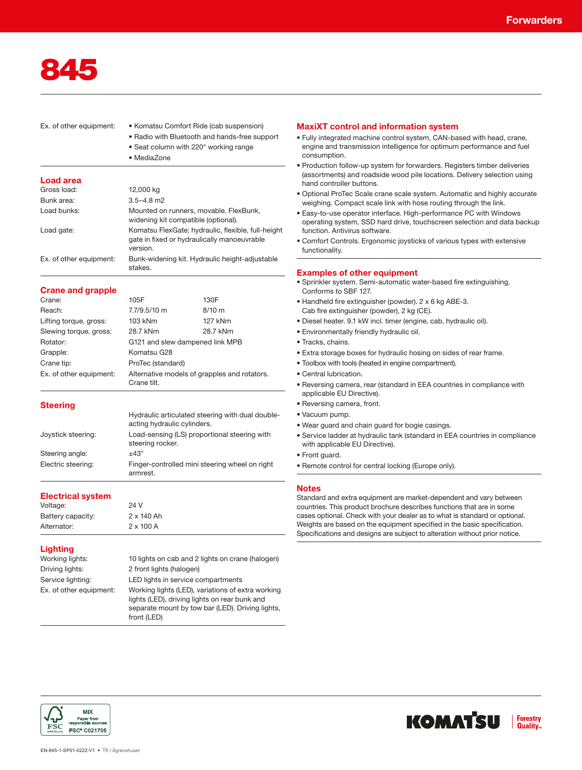# 845

| | |
|---|---|
| Ex. of other equipment: | • Komatsu Comfort Ride (cab suspension)<br>• Radio with Bluetooth and hands-free support<br>• Seat column with 220° working range<br>• MediaZone |

## Load area

| | |
|---|---|
| Gross load: | 12,000 kg |
| Bunk area: | 3.5–4.8 m2 |
| Load bunks: | Mounted on runners, movable. FlexBunk, widening kit compatible (optional). |
| Load gate: | Komatsu FlexGate; hydraulic, flexible, full-height gate in fixed or hydraulically manoeuvrable version. |
| Ex. of other equipment: | Bunk-widening kit. Hydraulic height-adjustable stakes. |

## Crane and grapple

| | | |
|---|---|---|
| Crane: | 105F | 130F |
| Reach: | 7.7/9.5/10 m | 8/10 m |
| Lifting torque, gross: | 103 kNm | 127 kNm |
| Slewing torque, gross: | 28.7 kNm | 28.7 kNm |
| Rotator: | G121 and slew dampened link MPB | |
| Grapple: | Komatsu G28 | |
| Crane tip: | ProTec (standard) | |
| Ex. of other equipment: | Alternative models of grapples and rotators. Crane tilt. | |

## Steering

| | |
|---|---|
| | Hydraulic articulated steering with dual double-acting hydraulic cylinders. |
| Joystick steering: | Load-sensing (LS) proportional steering with steering rocker. |
| Steering angle: | ±43° |
| Electric steering: | Finger-controlled mini steering wheel on right armrest. |

## Electrical system

| | |
|---|---|
| Voltage: | 24 V |
| Battery capacity: | 2 x 140 Ah |
| Alternator: | 2 x 100 A |

## Lighting

| | |
|---|---|
| Working lights: | 10 lights on cab and 2 lights on crane (halogen) |
| Driving lights: | 2 front lights (halogen) |
| Service lighting: | LED lights in service compartments |
| Ex. of other equipment: | Working lights (LED), variations of extra working lights (LED), driving lights on rear bunk and separate mount by tow bar (LED). Driving lights, front (LED) |

## MaxiXT control and information system

- Fully integrated machine control system, CAN-based with head, crane, engine and transmission intelligence for optimum performance and fuel consumption.
- Production follow-up system for forwarders. Registers timber deliveries (assortments) and roadside wood pile locations. Delivery selection using hand controller buttons.
- Optional ProTec Scale crane scale system. Automatic and highly accurate weighing. Compact scale link with hose routing through the link.
- Easy-to-use operator interface. High-performance PC with Windows operating system, SSD hard drive, touchscreen selection and data backup function. Antivirus software.
- Comfort Controls. Ergonomic joysticks of various types with extensive functionality.

## Examples of other equipment

- Sprinkler system. Semi-automatic water-based fire extinguishing. Conforms to SBF 127.
- Handheld fire extinguisher (powder). 2 x 6 kg ABE-3. Cab fire extinguisher (powder), 2 kg (CE).
- Diesel heater. 9.1 kW incl. timer (engine, cab, hydraulic oil).
- Environmentally friendly hydraulic oil.
- Tracks, chains.
- Extra storage boxes for hydraulic hosing on sides of rear frame.
- Toolbox with tools (heated in engine compartment).
- Central lubrication.
- Reversing camera, rear (standard in EEA countries in compliance with applicable EU Directive).
- Reversing camera, front.
- Vacuum pump.
- Wear guard and chain guard for bogie casings.
- Service ladder at hydraulic tank (standard in EEA countries in compliance with applicable EU Directive).
- Front guard.
- Remote control for central locking (Europe only).

## Notes

Standard and extra equipment are market-dependent and vary between countries. This product brochure describes functions that are in some cases optional. Check with your dealer as to what is standard or optional. Weights are based on the equipment specified in the basic specification. Specifications and designs are subject to alteration without prior notice.

FSC MIX Paper from responsible sources FSC® C021705

KOMATSU Forestry Quality

EN-845-1-SP01-0222-V1 • TR / Ågrenshuset